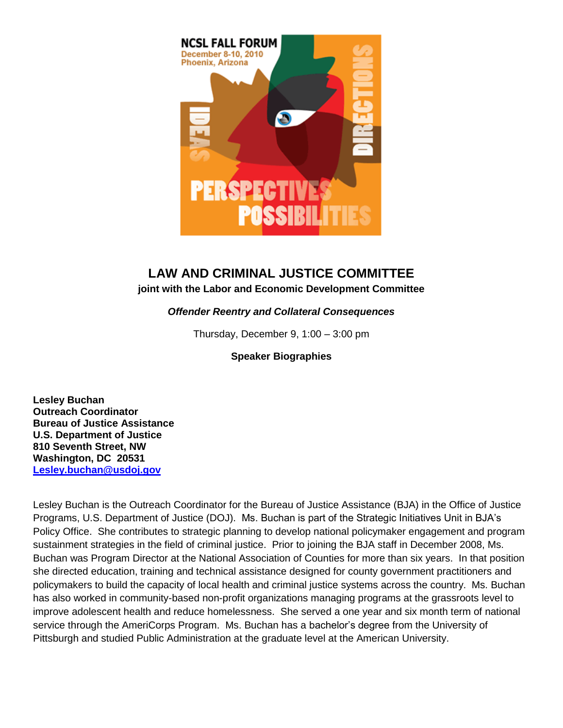NCSL FALL FORUM
December 8-10, 2010
Phoenix, Arizona

IDEAS DIRECTIONS PERSPECTIVES POSSIBILITIES

# LAW AND CRIMINAL JUSTICE COMMITTEE

**joint with the Labor and Economic Development Committee**

***Offender Reentry and Collateral Consequences***

Thursday, December 9, 1:00 – 3:00 pm

**Speaker Biographies**

**Lesley Buchan**
**Outreach Coordinator**
**Bureau of Justice Assistance**
**U.S. Department of Justice**
**810 Seventh Street, NW**
**Washington, DC 20531**
**Lesley.buchan@usdoj.gov**

Lesley Buchan is the Outreach Coordinator for the Bureau of Justice Assistance (BJA) in the Office of Justice Programs, U.S. Department of Justice (DOJ). Ms. Buchan is part of the Strategic Initiatives Unit in BJA's Policy Office. She contributes to strategic planning to develop national policymaker engagement and program sustainment strategies in the field of criminal justice. Prior to joining the BJA staff in December 2008, Ms. Buchan was Program Director at the National Association of Counties for more than six years. In that position she directed education, training and technical assistance designed for county government practitioners and policymakers to build the capacity of local health and criminal justice systems across the country. Ms. Buchan has also worked in community-based non-profit organizations managing programs at the grassroots level to improve adolescent health and reduce homelessness. She served a one year and six month term of national service through the AmeriCorps Program. Ms. Buchan has a bachelor's degree from the University of Pittsburgh and studied Public Administration at the graduate level at the American University.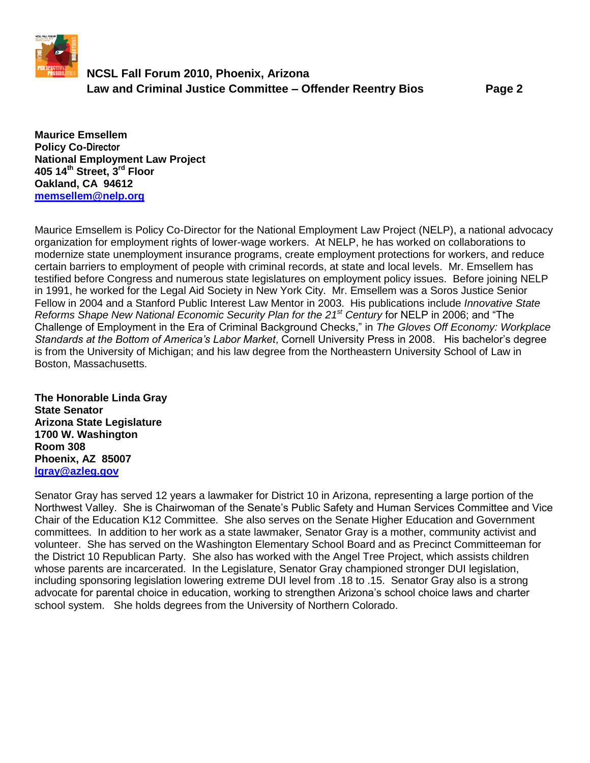**Maurice Emsellem**
**Policy Co-Director**
**National Employment Law Project**
**405 14th Street, 3rd Floor**
**Oakland, CA 94612**
**memsellem@nelp.org**

Maurice Emsellem is Policy Co-Director for the National Employment Law Project (NELP), a national advocacy organization for employment rights of lower-wage workers. At NELP, he has worked on collaborations to modernize state unemployment insurance programs, create employment protections for workers, and reduce certain barriers to employment of people with criminal records, at state and local levels. Mr. Emsellem has testified before Congress and numerous state legislatures on employment policy issues. Before joining NELP in 1991, he worked for the Legal Aid Society in New York City. Mr. Emsellem was a Soros Justice Senior Fellow in 2004 and a Stanford Public Interest Law Mentor in 2003. His publications include *Innovative State Reforms Shape New National Economic Security Plan for the 21st Century* for NELP in 2006; and "The Challenge of Employment in the Era of Criminal Background Checks," in *The Gloves Off Economy: Workplace Standards at the Bottom of America's Labor Market*, Cornell University Press in 2008. His bachelor's degree is from the University of Michigan; and his law degree from the Northeastern University School of Law in Boston, Massachusetts.

**The Honorable Linda Gray**
**State Senator**
**Arizona State Legislature**
**1700 W. Washington**
**Room 308**
**Phoenix, AZ 85007**
**lgray@azleg.gov**

Senator Gray has served 12 years a lawmaker for District 10 in Arizona, representing a large portion of the Northwest Valley. She is Chairwoman of the Senate's Public Safety and Human Services Committee and Vice Chair of the Education K12 Committee. She also serves on the Senate Higher Education and Government committees. In addition to her work as a state lawmaker, Senator Gray is a mother, community activist and volunteer. She has served on the Washington Elementary School Board and as Precinct Committeeman for the District 10 Republican Party. She also has worked with the Angel Tree Project, which assists children whose parents are incarcerated. In the Legislature, Senator Gray championed stronger DUI legislation, including sponsoring legislation lowering extreme DUI level from .18 to .15. Senator Gray also is a strong advocate for parental choice in education, working to strengthen Arizona's school choice laws and charter school system. She holds degrees from the University of Northern Colorado.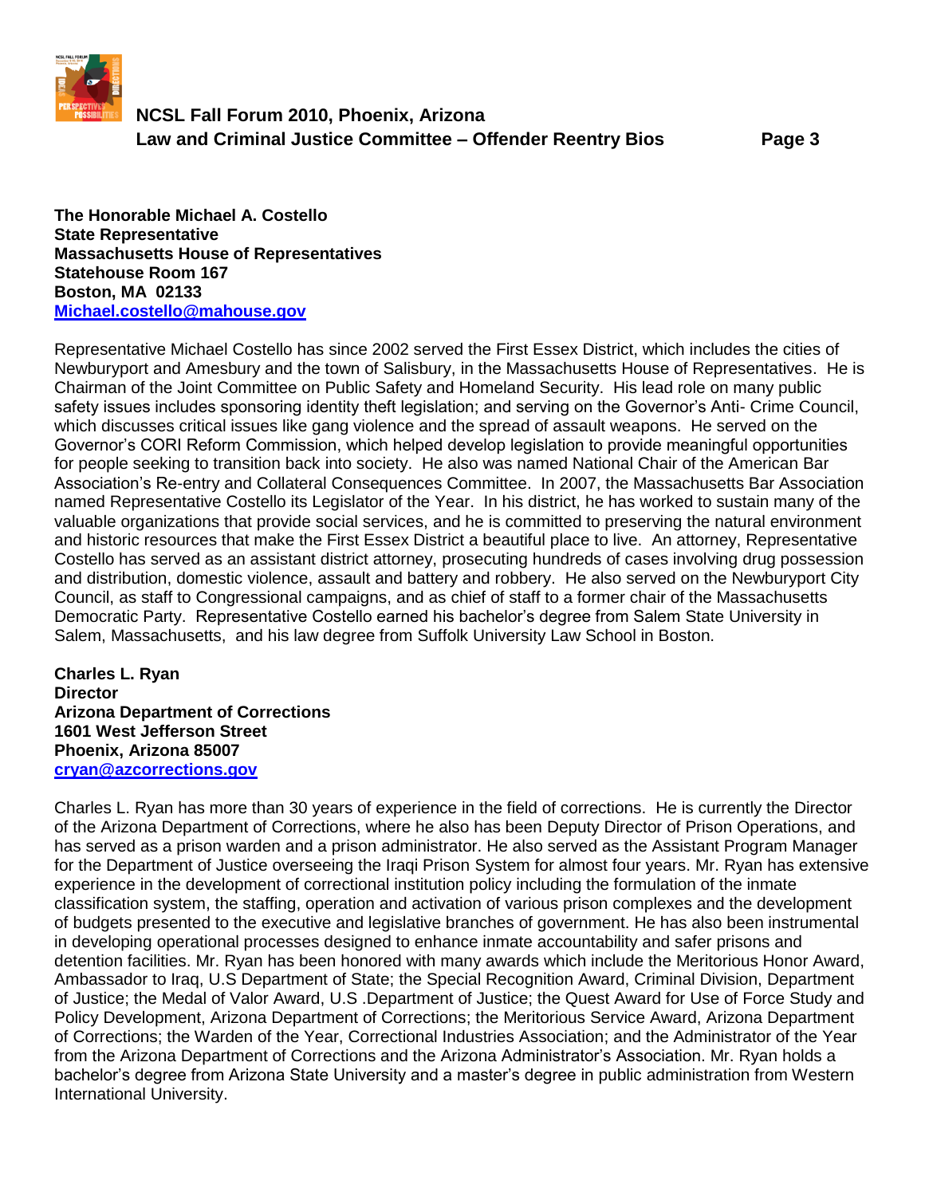**The Honorable Michael A. Costello**
**State Representative**
**Massachusetts House of Representatives**
**Statehouse Room 167**
**Boston, MA 02133**
**Michael.costello@mahouse.gov**

Representative Michael Costello has since 2002 served the First Essex District, which includes the cities of Newburyport and Amesbury and the town of Salisbury, in the Massachusetts House of Representatives. He is Chairman of the Joint Committee on Public Safety and Homeland Security. His lead role on many public safety issues includes sponsoring identity theft legislation; and serving on the Governor's Anti- Crime Council, which discusses critical issues like gang violence and the spread of assault weapons. He served on the Governor's CORI Reform Commission, which helped develop legislation to provide meaningful opportunities for people seeking to transition back into society. He also was named National Chair of the American Bar Association's Re-entry and Collateral Consequences Committee. In 2007, the Massachusetts Bar Association named Representative Costello its Legislator of the Year. In his district, he has worked to sustain many of the valuable organizations that provide social services, and he is committed to preserving the natural environment and historic resources that make the First Essex District a beautiful place to live. An attorney, Representative Costello has served as an assistant district attorney, prosecuting hundreds of cases involving drug possession and distribution, domestic violence, assault and battery and robbery. He also served on the Newburyport City Council, as staff to Congressional campaigns, and as chief of staff to a former chair of the Massachusetts Democratic Party. Representative Costello earned his bachelor's degree from Salem State University in Salem, Massachusetts, and his law degree from Suffolk University Law School in Boston.

**Charles L. Ryan**
**Director**
**Arizona Department of Corrections**
**1601 West Jefferson Street**
**Phoenix, Arizona 85007**
**cryan@azcorrections.gov**

Charles L. Ryan has more than 30 years of experience in the field of corrections. He is currently the Director of the Arizona Department of Corrections, where he also has been Deputy Director of Prison Operations, and has served as a prison warden and a prison administrator. He also served as the Assistant Program Manager for the Department of Justice overseeing the Iraqi Prison System for almost four years. Mr. Ryan has extensive experience in the development of correctional institution policy including the formulation of the inmate classification system, the staffing, operation and activation of various prison complexes and the development of budgets presented to the executive and legislative branches of government. He has also been instrumental in developing operational processes designed to enhance inmate accountability and safer prisons and detention facilities. Mr. Ryan has been honored with many awards which include the Meritorious Honor Award, Ambassador to Iraq, U.S Department of State; the Special Recognition Award, Criminal Division, Department of Justice; the Medal of Valor Award, U.S .Department of Justice; the Quest Award for Use of Force Study and Policy Development, Arizona Department of Corrections; the Meritorious Service Award, Arizona Department of Corrections; the Warden of the Year, Correctional Industries Association; and the Administrator of the Year from the Arizona Department of Corrections and the Arizona Administrator's Association. Mr. Ryan holds a bachelor's degree from Arizona State University and a master's degree in public administration from Western International University.